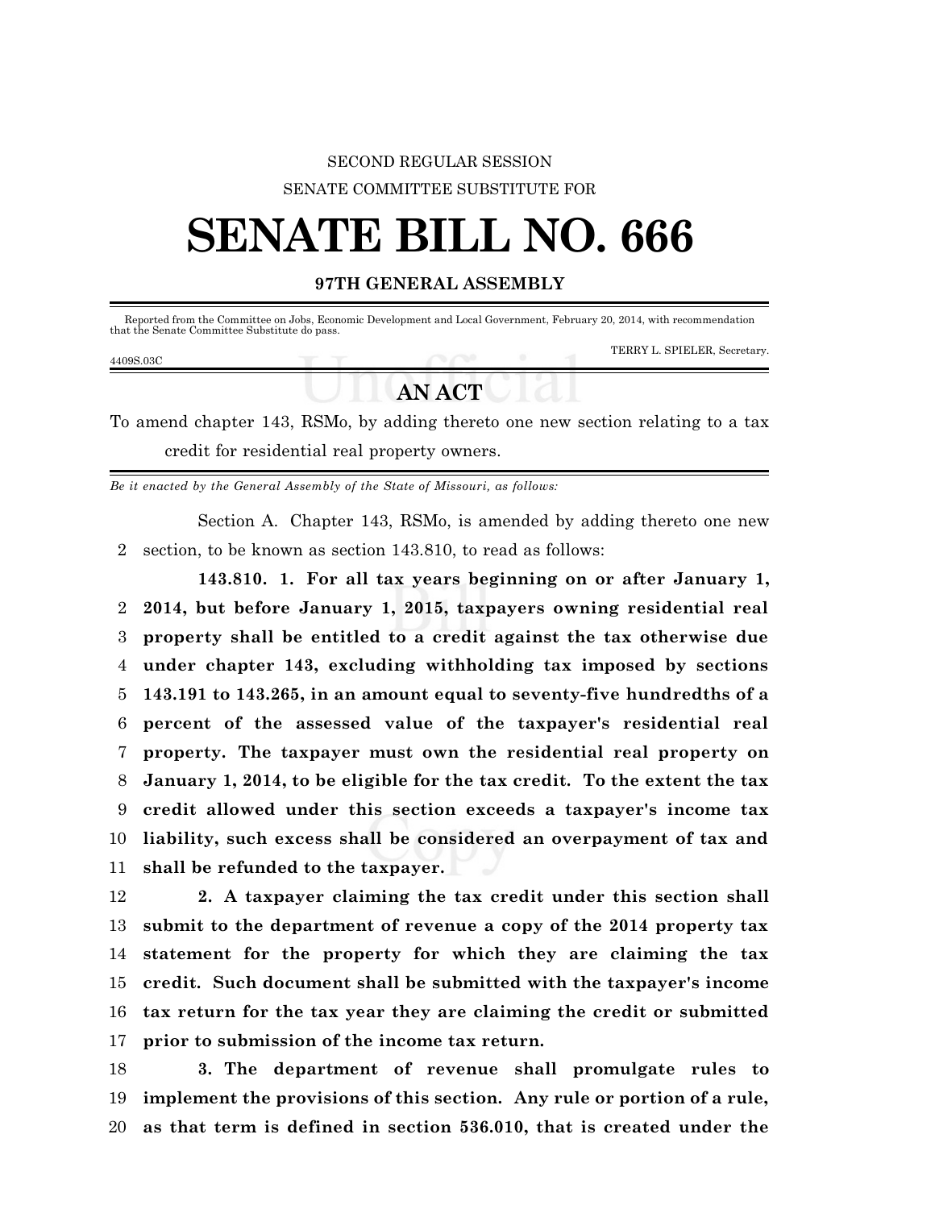SECOND REGULAR SESSION

SENATE COMMITTEE SUBSTITUTE FOR

# SENATE BILL NO. 666

## 97TH GENERAL ASSEMBLY

Reported from the Committee on Jobs, Economic Development and Local Government, February 20, 2014, with recommendation that the Senate Committee Substitute do pass.

TERRY L. SPIELER, Secretary.

4409S.03C

## AN ACT

To amend chapter 143, RSMo, by adding thereto one new section relating to a tax credit for residential real property owners.

*Be it enacted by the General Assembly of the State of Missouri, as follows:*

Section A. Chapter 143, RSMo, is amended by adding thereto one new section, to be known as section 143.810, to read as follows:

**143.810. 1. For all tax years beginning on or after January 1, 2014, but before January 1, 2015, taxpayers owning residential real property shall be entitled to a credit against the tax otherwise due under chapter 143, excluding withholding tax imposed by sections 143.191 to 143.265, in an amount equal to seventy-five hundredths of a percent of the assessed value of the taxpayer's residential real property. The taxpayer must own the residential real property on January 1, 2014, to be eligible for the tax credit. To the extent the tax credit allowed under this section exceeds a taxpayer's income tax liability, such excess shall be considered an overpayment of tax and shall be refunded to the taxpayer.**

**2. A taxpayer claiming the tax credit under this section shall submit to the department of revenue a copy of the 2014 property tax statement for the property for which they are claiming the tax credit. Such document shall be submitted with the taxpayer's income tax return for the tax year they are claiming the credit or submitted prior to submission of the income tax return.**

**3. The department of revenue shall promulgate rules to implement the provisions of this section. Any rule or portion of a rule, as that term is defined in section 536.010, that is created under the**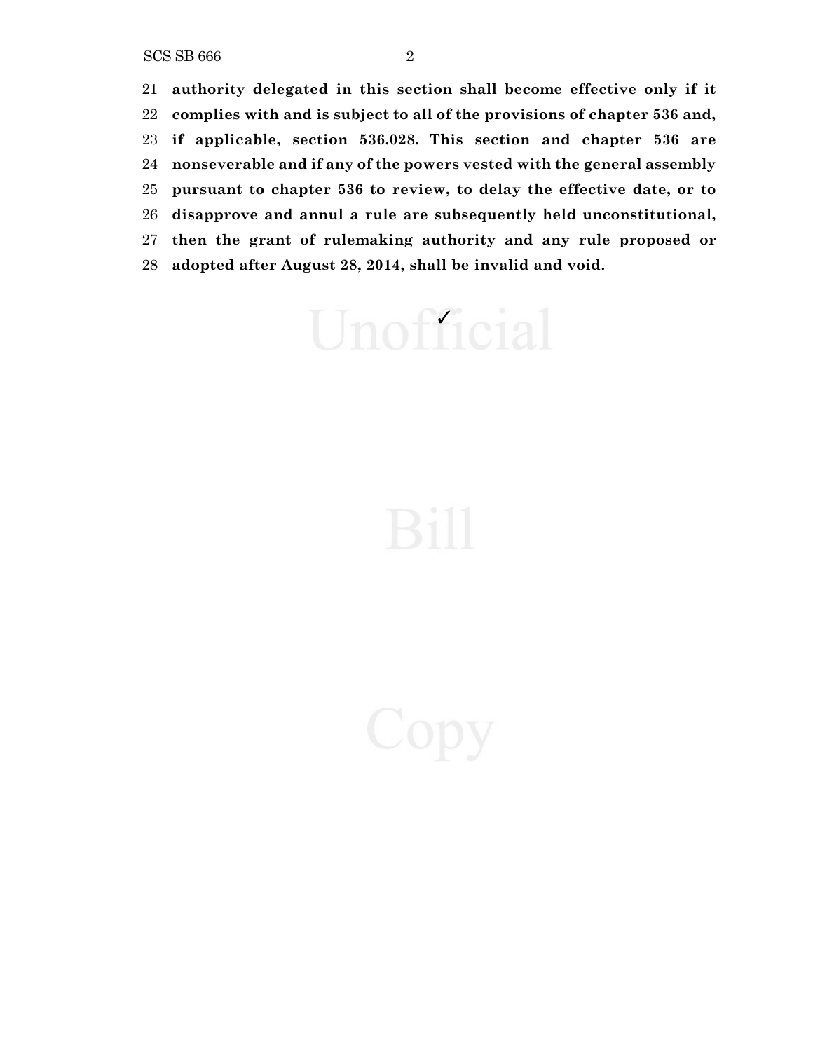**authority delegated in this section shall become effective only if it complies with and is subject to all of the provisions of chapter 536 and, if applicable, section 536.028. This section and chapter 536 are nonseverable and if any of the powers vested with the general assembly pursuant to chapter 536 to review, to delay the effective date, or to disapprove and annul a rule are subsequently held unconstitutional, then the grant of rulemaking authority and any rule proposed or adopted after August 28, 2014, shall be invalid and void.**

✓